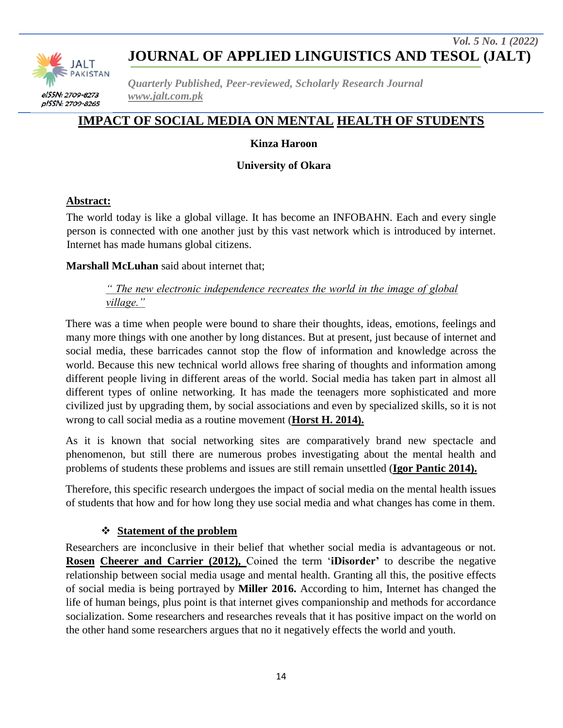# IMPACT OF SOCIAL MEDIA ON MENTAL HEALTH OF STUDENTS

**Kinza Haroon**

**University of Okara**

## Abstract:

The world today is like a global village. It has become an INFOBAHN. Each and every single person is connected with one another just by this vast network which is introduced by internet. Internet has made humans global citizens.

**Marshall McLuhan** said about internet that;

> *" The new electronic independence recreates the world in the image of global village."*

There was a time when people were bound to share their thoughts, ideas, emotions, feelings and many more things with one another by long distances. But at present, just because of internet and social media, these barricades cannot stop the flow of information and knowledge across the world. Because this new technical world allows free sharing of thoughts and information among different people living in different areas of the world. Social media has taken part in almost all different types of online networking. It has made the teenagers more sophisticated and more civilized just by upgrading them, by social associations and even by specialized skills, so it is not wrong to call social media as a routine movement (**Horst H. 2014).**

As it is known that social networking sites are comparatively brand new spectacle and phenomenon, but still there are numerous probes investigating about the mental health and problems of students these problems and issues are still remain unsettled (**Igor Pantic 2014).**

Therefore, this specific research undergoes the impact of social media on the mental health issues of students that how and for how long they use social media and what changes has come in them.

### ❖ Statement of the problem

Researchers are inconclusive in their belief that whether social media is advantageous or not. **Rosen Cheerer and Carrier (2012),** Coined the term '**iDisorder'** to describe the negative relationship between social media usage and mental health. Granting all this, the positive effects of social media is being portrayed by **Miller 2016.** According to him, Internet has changed the life of human beings, plus point is that internet gives companionship and methods for accordance socialization. Some researchers and researches reveals that it has positive impact on the world on the other hand some researchers argues that no it negatively effects the world and youth.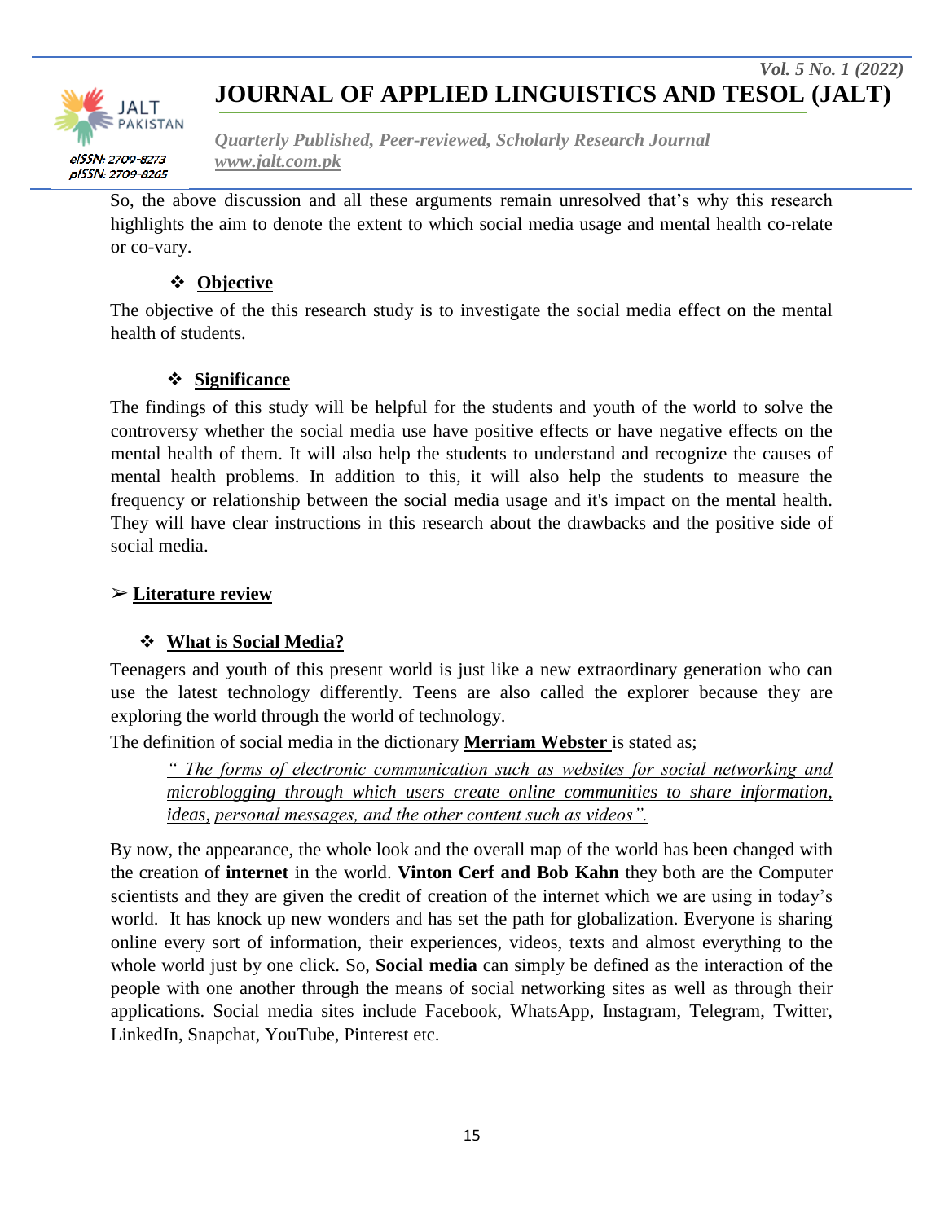So, the above discussion and all these arguments remain unresolved that's why this research highlights the aim to denote the extent to which social media usage and mental health co-relate or co-vary.

### ❖ Objective

The objective of the this research study is to investigate the social media effect on the mental health of students.

### ❖ Significance

The findings of this study will be helpful for the students and youth of the world to solve the controversy whether the social media use have positive effects or have negative effects on the mental health of them. It will also help the students to understand and recognize the causes of mental health problems. In addition to this, it will also help the students to measure the frequency or relationship between the social media usage and it's impact on the mental health. They will have clear instructions in this research about the drawbacks and the positive side of social media.

## ➢ Literature review

### ❖ What is Social Media?

Teenagers and youth of this present world is just like a new extraordinary generation who can use the latest technology differently. Teens are also called the explorer because they are exploring the world through the world of technology.

The definition of social media in the dictionary **Merriam Webster** is stated as;

> *" The forms of electronic communication such as websites for social networking and microblogging through which users create online communities to share information, ideas, personal messages, and the other content such as videos".*

By now, the appearance, the whole look and the overall map of the world has been changed with the creation of **internet** in the world. **Vinton Cerf and Bob Kahn** they both are the Computer scientists and they are given the credit of creation of the internet which we are using in today's world. It has knock up new wonders and has set the path for globalization. Everyone is sharing online every sort of information, their experiences, videos, texts and almost everything to the whole world just by one click. So, **Social media** can simply be defined as the interaction of the people with one another through the means of social networking sites as well as through their applications. Social media sites include Facebook, WhatsApp, Instagram, Telegram, Twitter, LinkedIn, Snapchat, YouTube, Pinterest etc.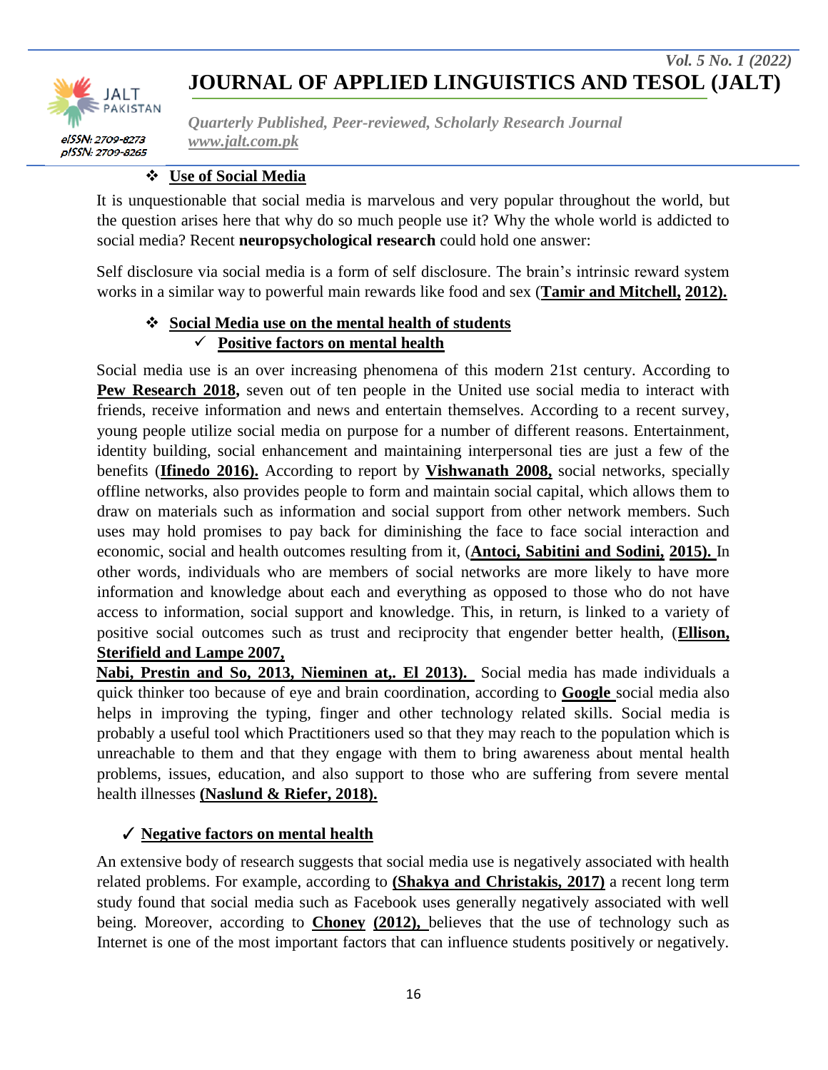## ❖ Use of Social Media

It is unquestionable that social media is marvelous and very popular throughout the world, but the question arises here that why do so much people use it? Why the whole world is addicted to social media? Recent **neuropsychological research** could hold one answer:

Self disclosure via social media is a form of self disclosure. The brain's intrinsic reward system works in a similar way to powerful main rewards like food and sex (**Tamir and Mitchell, 2012).**

## ❖ Social Media use on the mental health of students

### ✓ Positive factors on mental health

Social media use is an over increasing phenomena of this modern 21st century. According to **Pew Research 2018,** seven out of ten people in the United use social media to interact with friends, receive information and news and entertain themselves. According to a recent survey, young people utilize social media on purpose for a number of different reasons. Entertainment, identity building, social enhancement and maintaining interpersonal ties are just a few of the benefits (**Ifinedo 2016).** According to report by **Vishwanath 2008,** social networks, specially offline networks, also provides people to form and maintain social capital, which allows them to draw on materials such as information and social support from other network members. Such uses may hold promises to pay back for diminishing the face to face social interaction and economic, social and health outcomes resulting from it, (**Antoci, Sabitini and Sodini, 2015).** In other words, individuals who are members of social networks are more likely to have more information and knowledge about each and everything as opposed to those who do not have access to information, social support and knowledge. This, in return, is linked to a variety of positive social outcomes such as trust and reciprocity that engender better health, (**Ellison, Sterifield and Lampe 2007, Nabi, Prestin and So, 2013, Nieminen at,. El 2013).** Social media has made individuals a quick thinker too because of eye and brain coordination, according to **Google** social media also helps in improving the typing, finger and other technology related skills. Social media is probably a useful tool which Practitioners used so that they may reach to the population which is unreachable to them and that they engage with them to bring awareness about mental health problems, issues, education, and also support to those who are suffering from severe mental health illnesses **(Naslund & Riefer, 2018).**

### ✓ Negative factors on mental health

An extensive body of research suggests that social media use is negatively associated with health related problems. For example, according to **(Shakya and Christakis, 2017)** a recent long term study found that social media such as Facebook uses generally negatively associated with well being. Moreover, according to **Choney (2012),** believes that the use of technology such as Internet is one of the most important factors that can influence students positively or negatively.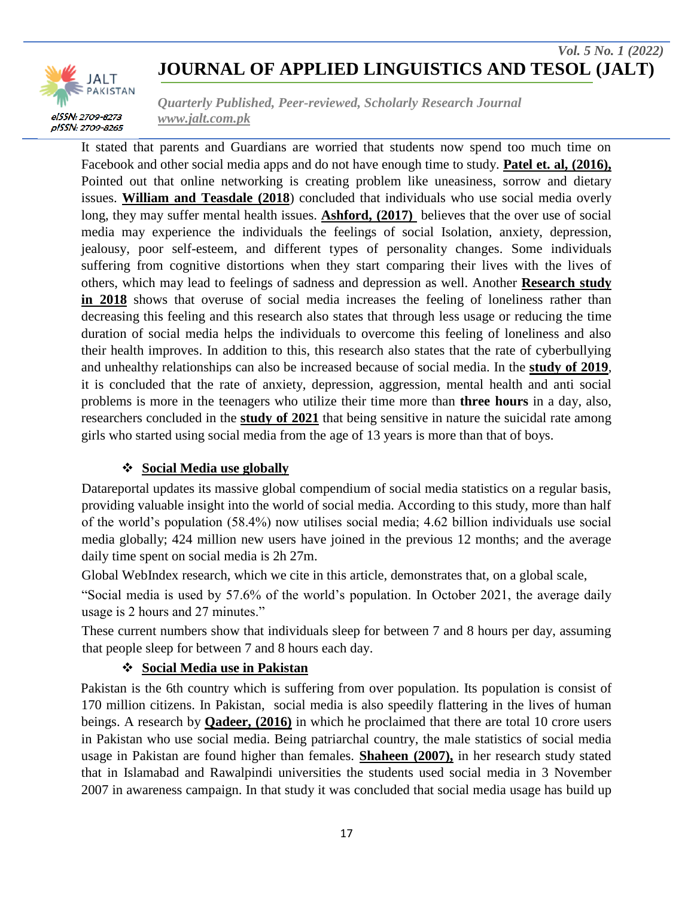It stated that parents and Guardians are worried that students now spend too much time on Facebook and other social media apps and do not have enough time to study. **Patel et. al, (2016),** Pointed out that online networking is creating problem like uneasiness, sorrow and dietary issues. **William and Teasdale (2018**) concluded that individuals who use social media overly long, they may suffer mental health issues. **Ashford, (2017)** believes that the over use of social media may experience the individuals the feelings of social Isolation, anxiety, depression, jealousy, poor self-esteem, and different types of personality changes. Some individuals suffering from cognitive distortions when they start comparing their lives with the lives of others, which may lead to feelings of sadness and depression as well. Another **Research study in 2018** shows that overuse of social media increases the feeling of loneliness rather than decreasing this feeling and this research also states that through less usage or reducing the time duration of social media helps the individuals to overcome this feeling of loneliness and also their health improves. In addition to this, this research also states that the rate of cyberbullying and unhealthy relationships can also be increased because of social media. In the **study of 2019**, it is concluded that the rate of anxiety, depression, aggression, mental health and anti social problems is more in the teenagers who utilize their time more than **three hours** in a day, also, researchers concluded in the **study of 2021** that being sensitive in nature the suicidal rate among girls who started using social media from the age of 13 years is more than that of boys.

### ❖ Social Media use globally

Datareportal updates its massive global compendium of social media statistics on a regular basis, providing valuable insight into the world of social media. According to this study, more than half of the world's population (58.4%) now utilises social media; 4.62 billion individuals use social media globally; 424 million new users have joined in the previous 12 months; and the average daily time spent on social media is 2h 27m.

Global WebIndex research, which we cite in this article, demonstrates that, on a global scale,

"Social media is used by 57.6% of the world's population. In October 2021, the average daily usage is 2 hours and 27 minutes."

These current numbers show that individuals sleep for between 7 and 8 hours per day, assuming that people sleep for between 7 and 8 hours each day.

### ❖ Social Media use in Pakistan

Pakistan is the 6th country which is suffering from over population. Its population is consist of 170 million citizens. In Pakistan, social media is also speedily flattering in the lives of human beings. A research by **Qadeer, (2016)** in which he proclaimed that there are total 10 crore users in Pakistan who use social media. Being patriarchal country, the male statistics of social media usage in Pakistan are found higher than females. **Shaheen (2007),** in her research study stated that in Islamabad and Rawalpindi universities the students used social media in 3 November 2007 in awareness campaign. In that study it was concluded that social media usage has build up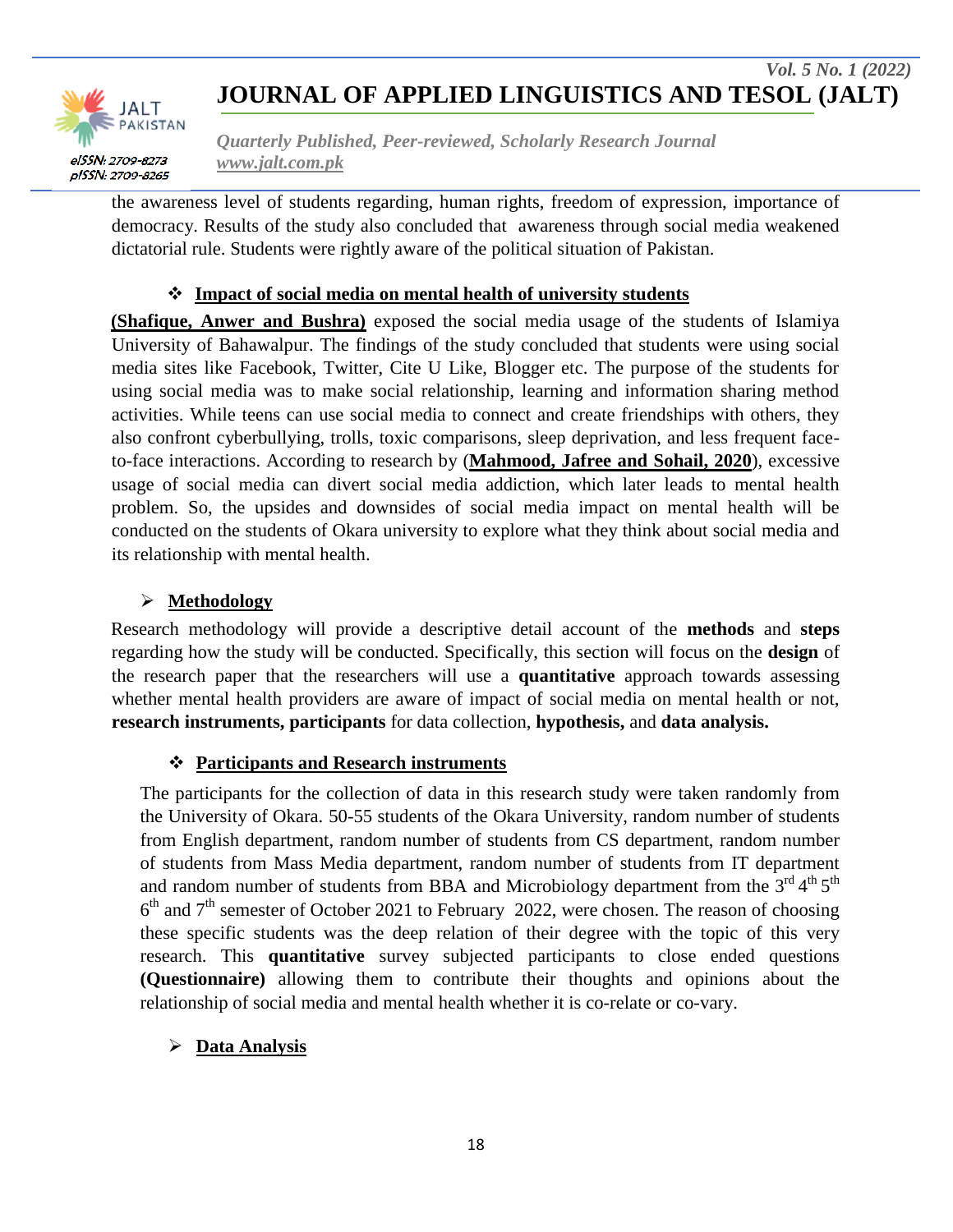the awareness level of students regarding, human rights, freedom of expression, importance of democracy. Results of the study also concluded that awareness through social media weakened dictatorial rule. Students were rightly aware of the political situation of Pakistan.

### ❖ Impact of social media on mental health of university students

**(Shafique, Anwer and Bushra)** exposed the social media usage of the students of Islamiya University of Bahawalpur. The findings of the study concluded that students were using social media sites like Facebook, Twitter, Cite U Like, Blogger etc. The purpose of the students for using social media was to make social relationship, learning and information sharing method activities. While teens can use social media to connect and create friendships with others, they also confront cyberbullying, trolls, toxic comparisons, sleep deprivation, and less frequent face-to-face interactions. According to research by (**Mahmood, Jafree and Sohail, 2020**), excessive usage of social media can divert social media addiction, which later leads to mental health problem. So, the upsides and downsides of social media impact on mental health will be conducted on the students of Okara university to explore what they think about social media and its relationship with mental health.

## ➢ Methodology

Research methodology will provide a descriptive detail account of the **methods** and **steps** regarding how the study will be conducted. Specifically, this section will focus on the **design** of the research paper that the researchers will use a **quantitative** approach towards assessing whether mental health providers are aware of impact of social media on mental health or not, **research instruments, participants** for data collection, **hypothesis,** and **data analysis.**

### ❖ Participants and Research instruments

The participants for the collection of data in this research study were taken randomly from the University of Okara. 50-55 students of the Okara University, random number of students from English department, random number of students from CS department, random number of students from Mass Media department, random number of students from IT department and random number of students from BBA and Microbiology department from the 3rd 4th 5th 6th and 7th semester of October 2021 to February 2022, were chosen. The reason of choosing these specific students was the deep relation of their degree with the topic of this very research. This **quantitative** survey subjected participants to close ended questions **(Questionnaire)** allowing them to contribute their thoughts and opinions about the relationship of social media and mental health whether it is co-relate or co-vary.

## ➢ Data Analysis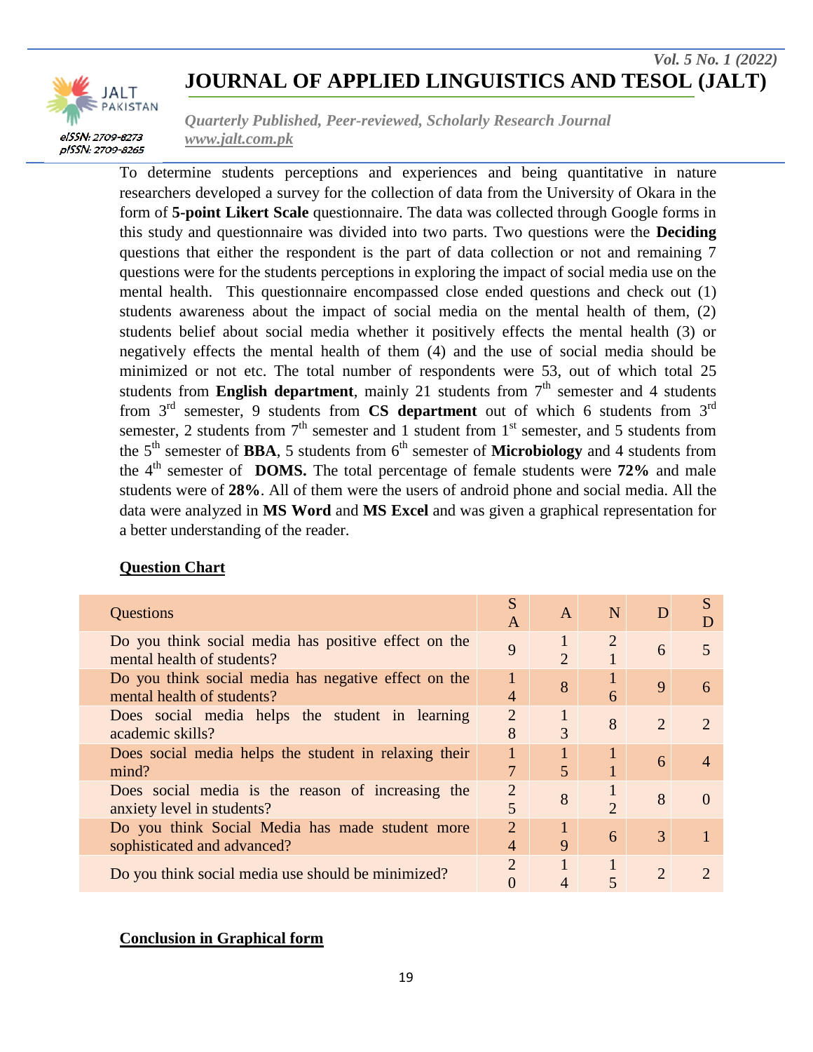To determine students perceptions and experiences and being quantitative in nature researchers developed a survey for the collection of data from the University of Okara in the form of **5-point Likert Scale** questionnaire. The data was collected through Google forms in this study and questionnaire was divided into two parts. Two questions were the **Deciding** questions that either the respondent is the part of data collection or not and remaining 7 questions were for the students perceptions in exploring the impact of social media use on the mental health. This questionnaire encompassed close ended questions and check out (1) students awareness about the impact of social media on the mental health of them, (2) students belief about social media whether it positively effects the mental health (3) or negatively effects the mental health of them (4) and the use of social media should be minimized or not etc. The total number of respondents were 53, out of which total 25 students from **English department**, mainly 21 students from 7th semester and 4 students from 3rd semester, 9 students from **CS department** out of which 6 students from 3rd semester, 2 students from 7th semester and 1 student from 1st semester, and 5 students from the 5th semester of **BBA**, 5 students from 6th semester of **Microbiology** and 4 students from the 4th semester of **DOMS.** The total percentage of female students were **72%** and male students were of **28%**. All of them were the users of android phone and social media. All the data were analyzed in **MS Word** and **MS Excel** and was given a graphical representation for a better understanding of the reader.

**Question Chart**

| Questions | SA | A | N | D | SD |
|---|---|---|---|---|---|
| Do you think social media has positive effect on the mental health of students? | 9 | 12 | 21 | 6 | 5 |
| Do you think social media has negative effect on the mental health of students? | 14 | 8 | 16 | 9 | 6 |
| Does social media helps the student in learning academic skills? | 28 | 13 | 8 | 2 | 2 |
| Does social media helps the student in relaxing their mind? | 17 | 15 | 11 | 6 | 4 |
| Does social media is the reason of increasing the anxiety level in students? | 25 | 8 | 12 | 8 | 0 |
| Do you think Social Media has made student more sophisticated and advanced? | 24 | 19 | 6 | 3 | 1 |
| Do you think social media use should be minimized? | 20 | 14 | 15 | 2 | 2 |

**Conclusion in Graphical form**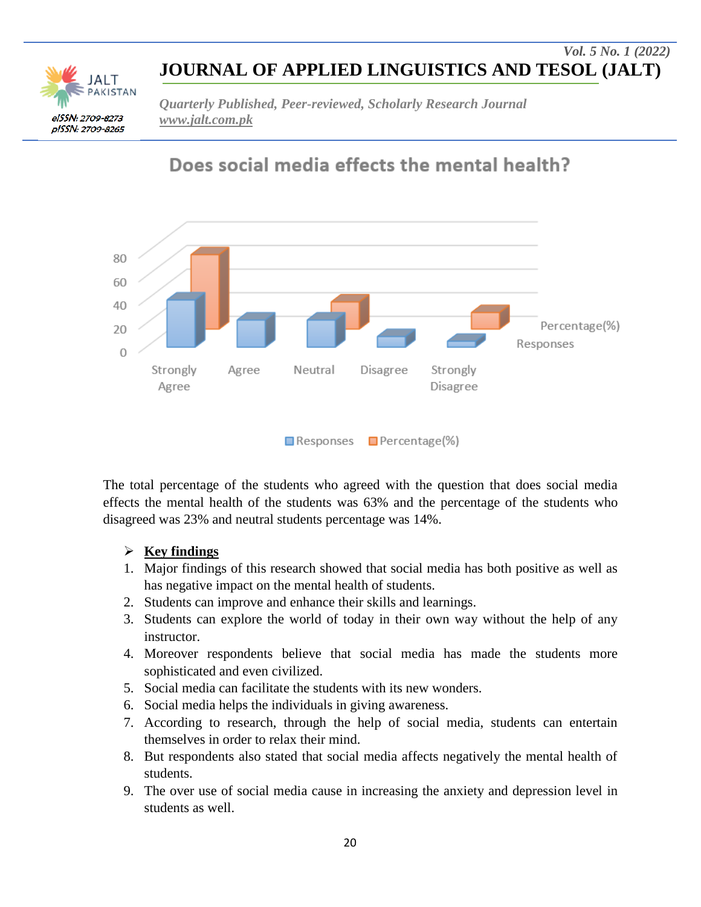Does social media effects the mental health?

The total percentage of the students who agreed with the question that does social media effects the mental health of the students was 63% and the percentage of the students who disagreed was 23% and neutral students percentage was 14%.

- **Key findings**

1. Major findings of this research showed that social media has both positive as well as has negative impact on the mental health of students.
2. Students can improve and enhance their skills and learnings.
3. Students can explore the world of today in their own way without the help of any instructor.
4. Moreover respondents believe that social media has made the students more sophisticated and even civilized.
5. Social media can facilitate the students with its new wonders.
6. Social media helps the individuals in giving awareness.
7. According to research, through the help of social media, students can entertain themselves in order to relax their mind.
8. But respondents also stated that social media affects negatively the mental health of students.
9. The over use of social media cause in increasing the anxiety and depression level in students as well.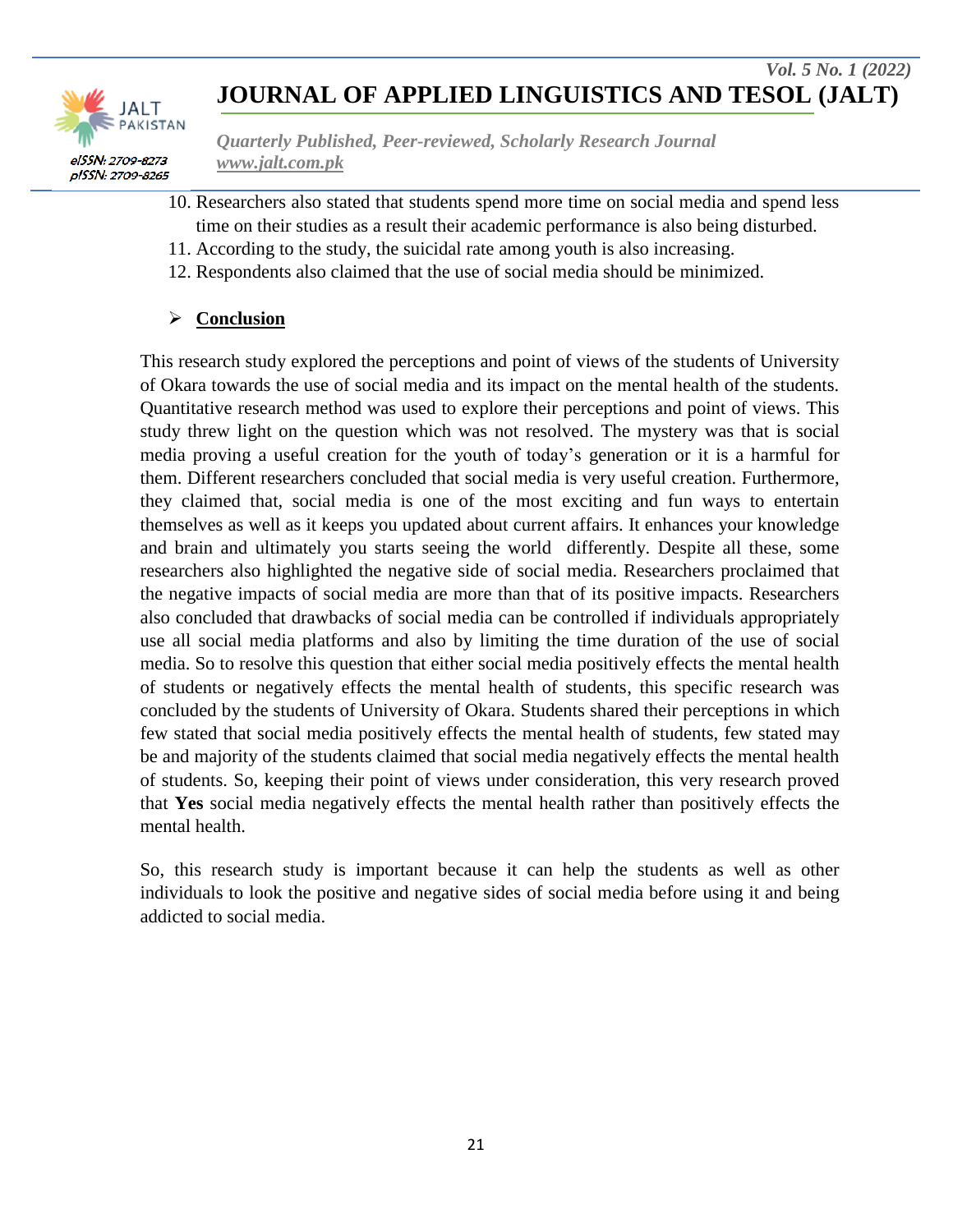10. Researchers also stated that students spend more time on social media and spend less time on their studies as a result their academic performance is also being disturbed.
11. According to the study, the suicidal rate among youth is also increasing.
12. Respondents also claimed that the use of social media should be minimized.

## Conclusion

This research study explored the perceptions and point of views of the students of University of Okara towards the use of social media and its impact on the mental health of the students. Quantitative research method was used to explore their perceptions and point of views. This study threw light on the question which was not resolved. The mystery was that is social media proving a useful creation for the youth of today's generation or it is a harmful for them. Different researchers concluded that social media is very useful creation. Furthermore, they claimed that, social media is one of the most exciting and fun ways to entertain themselves as well as it keeps you updated about current affairs. It enhances your knowledge and brain and ultimately you starts seeing the world differently. Despite all these, some researchers also highlighted the negative side of social media. Researchers proclaimed that the negative impacts of social media are more than that of its positive impacts. Researchers also concluded that drawbacks of social media can be controlled if individuals appropriately use all social media platforms and also by limiting the time duration of the use of social media. So to resolve this question that either social media positively effects the mental health of students or negatively effects the mental health of students, this specific research was concluded by the students of University of Okara. Students shared their perceptions in which few stated that social media positively effects the mental health of students, few stated may be and majority of the students claimed that social media negatively effects the mental health of students. So, keeping their point of views under consideration, this very research proved that **Yes** social media negatively effects the mental health rather than positively effects the mental health.

So, this research study is important because it can help the students as well as other individuals to look the positive and negative sides of social media before using it and being addicted to social media.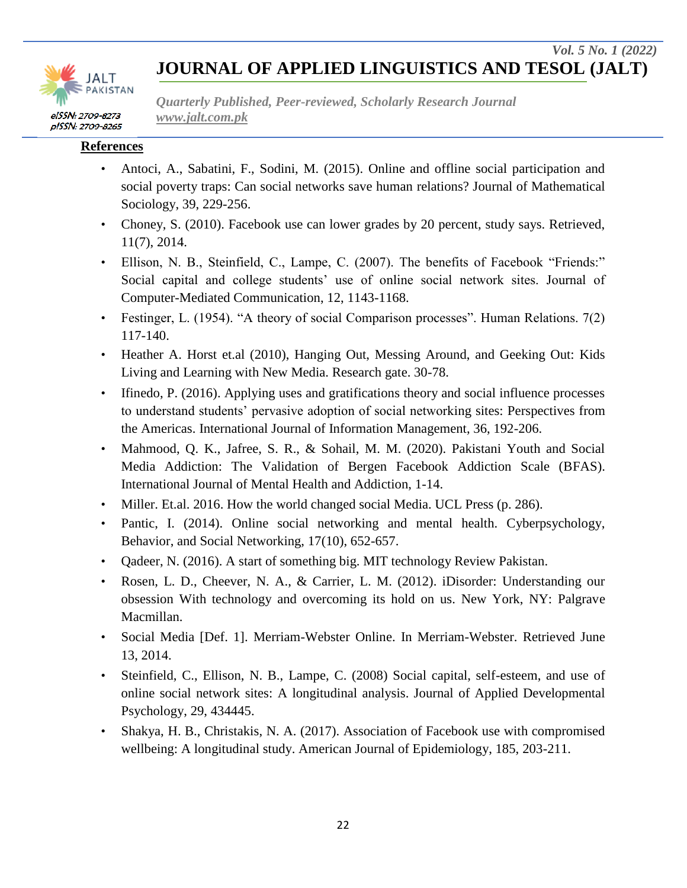## References

- Antoci, A., Sabatini, F., Sodini, M. (2015). Online and offline social participation and social poverty traps: Can social networks save human relations? Journal of Mathematical Sociology, 39, 229-256.
- Choney, S. (2010). Facebook use can lower grades by 20 percent, study says. Retrieved, 11(7), 2014.
- Ellison, N. B., Steinfield, C., Lampe, C. (2007). The benefits of Facebook "Friends:" Social capital and college students' use of online social network sites. Journal of Computer-Mediated Communication, 12, 1143-1168.
- Festinger, L. (1954). "A theory of social Comparison processes". Human Relations. 7(2) 117-140.
- Heather A. Horst et.al (2010), Hanging Out, Messing Around, and Geeking Out: Kids Living and Learning with New Media. Research gate. 30-78.
- Ifinedo, P. (2016). Applying uses and gratifications theory and social influence processes to understand students' pervasive adoption of social networking sites: Perspectives from the Americas. International Journal of Information Management, 36, 192-206.
- Mahmood, Q. K., Jafree, S. R., & Sohail, M. M. (2020). Pakistani Youth and Social Media Addiction: The Validation of Bergen Facebook Addiction Scale (BFAS). International Journal of Mental Health and Addiction, 1-14.
- Miller. Et.al. 2016. How the world changed social Media. UCL Press (p. 286).
- Pantic, I. (2014). Online social networking and mental health. Cyberpsychology, Behavior, and Social Networking, 17(10), 652-657.
- Qadeer, N. (2016). A start of something big. MIT technology Review Pakistan.
- Rosen, L. D., Cheever, N. A., & Carrier, L. M. (2012). iDisorder: Understanding our obsession With technology and overcoming its hold on us. New York, NY: Palgrave Macmillan.
- Social Media [Def. 1]. Merriam-Webster Online. In Merriam-Webster. Retrieved June 13, 2014.
- Steinfield, C., Ellison, N. B., Lampe, C. (2008) Social capital, self-esteem, and use of online social network sites: A longitudinal analysis. Journal of Applied Developmental Psychology, 29, 434445.
- Shakya, H. B., Christakis, N. A. (2017). Association of Facebook use with compromised wellbeing: A longitudinal study. American Journal of Epidemiology, 185, 203-211.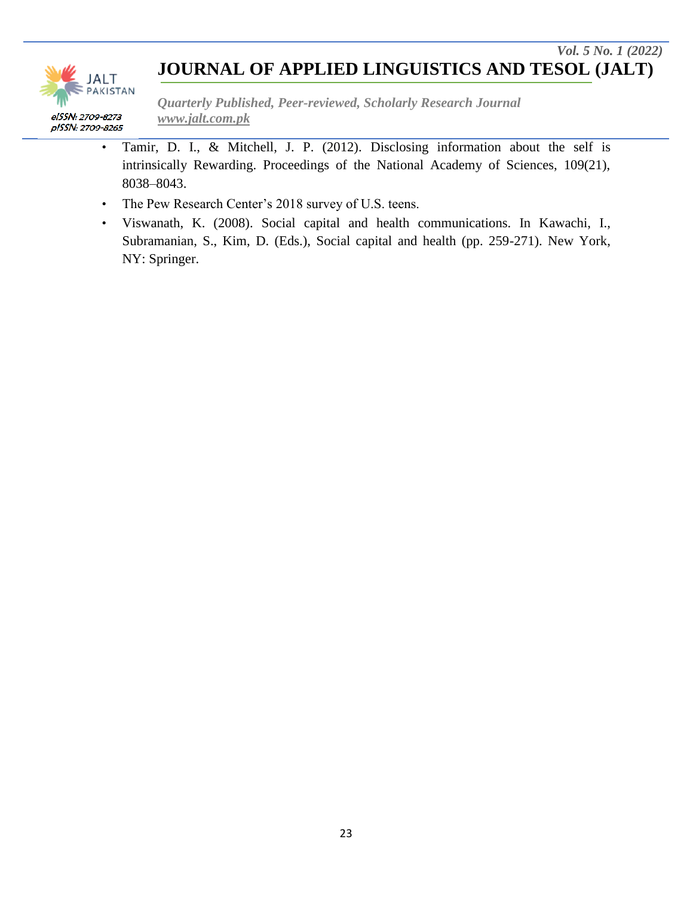- Tamir, D. I., & Mitchell, J. P. (2012). Disclosing information about the self is intrinsically Rewarding. Proceedings of the National Academy of Sciences, 109(21), 8038–8043.
- The Pew Research Center's 2018 survey of U.S. teens.
- Viswanath, K. (2008). Social capital and health communications. In Kawachi, I., Subramanian, S., Kim, D. (Eds.), Social capital and health (pp. 259-271). New York, NY: Springer.